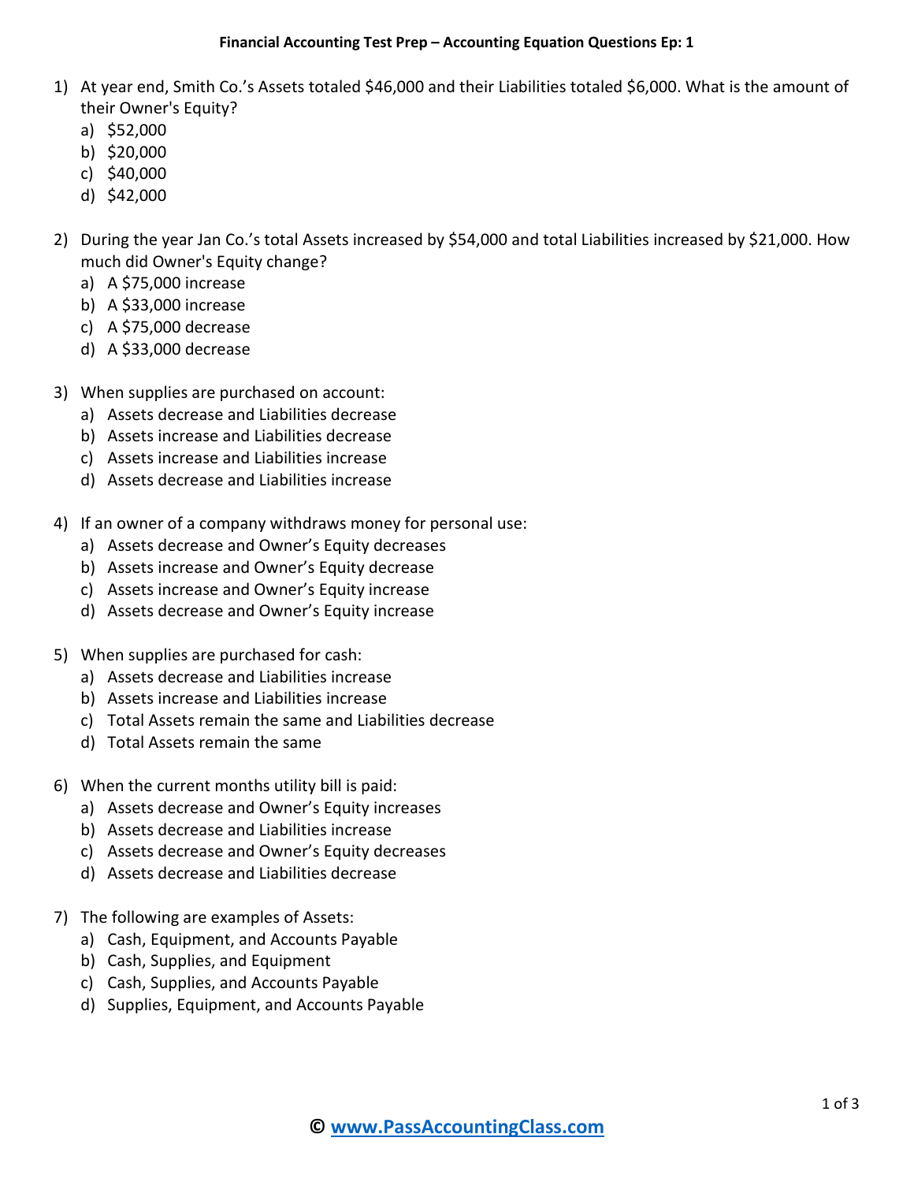**Financial Accounting Test Prep – Accounting Equation Questions Ep: 1**

1) At year end, Smith Co.'s Assets totaled $46,000 and their Liabilities totaled $6,000. What is the amount of their Owner's Equity?
   a) $52,000
   b) $20,000
   c) $40,000
   d) $42,000

2) During the year Jan Co.'s total Assets increased by $54,000 and total Liabilities increased by $21,000. How much did Owner's Equity change?
   a) A $75,000 increase
   b) A $33,000 increase
   c) A $75,000 decrease
   d) A $33,000 decrease

3) When supplies are purchased on account:
   a) Assets decrease and Liabilities decrease
   b) Assets increase and Liabilities decrease
   c) Assets increase and Liabilities increase
   d) Assets decrease and Liabilities increase

4) If an owner of a company withdraws money for personal use:
   a) Assets decrease and Owner's Equity decreases
   b) Assets increase and Owner's Equity decrease
   c) Assets increase and Owner's Equity increase
   d) Assets decrease and Owner's Equity increase

5) When supplies are purchased for cash:
   a) Assets decrease and Liabilities increase
   b) Assets increase and Liabilities increase
   c) Total Assets remain the same and Liabilities decrease
   d) Total Assets remain the same

6) When the current months utility bill is paid:
   a) Assets decrease and Owner's Equity increases
   b) Assets decrease and Liabilities increase
   c) Assets decrease and Owner's Equity decreases
   d) Assets decrease and Liabilities decrease

7) The following are examples of Assets:
   a) Cash, Equipment, and Accounts Payable
   b) Cash, Supplies, and Equipment
   c) Cash, Supplies, and Accounts Payable
   d) Supplies, Equipment, and Accounts Payable

© www.PassAccountingClass.com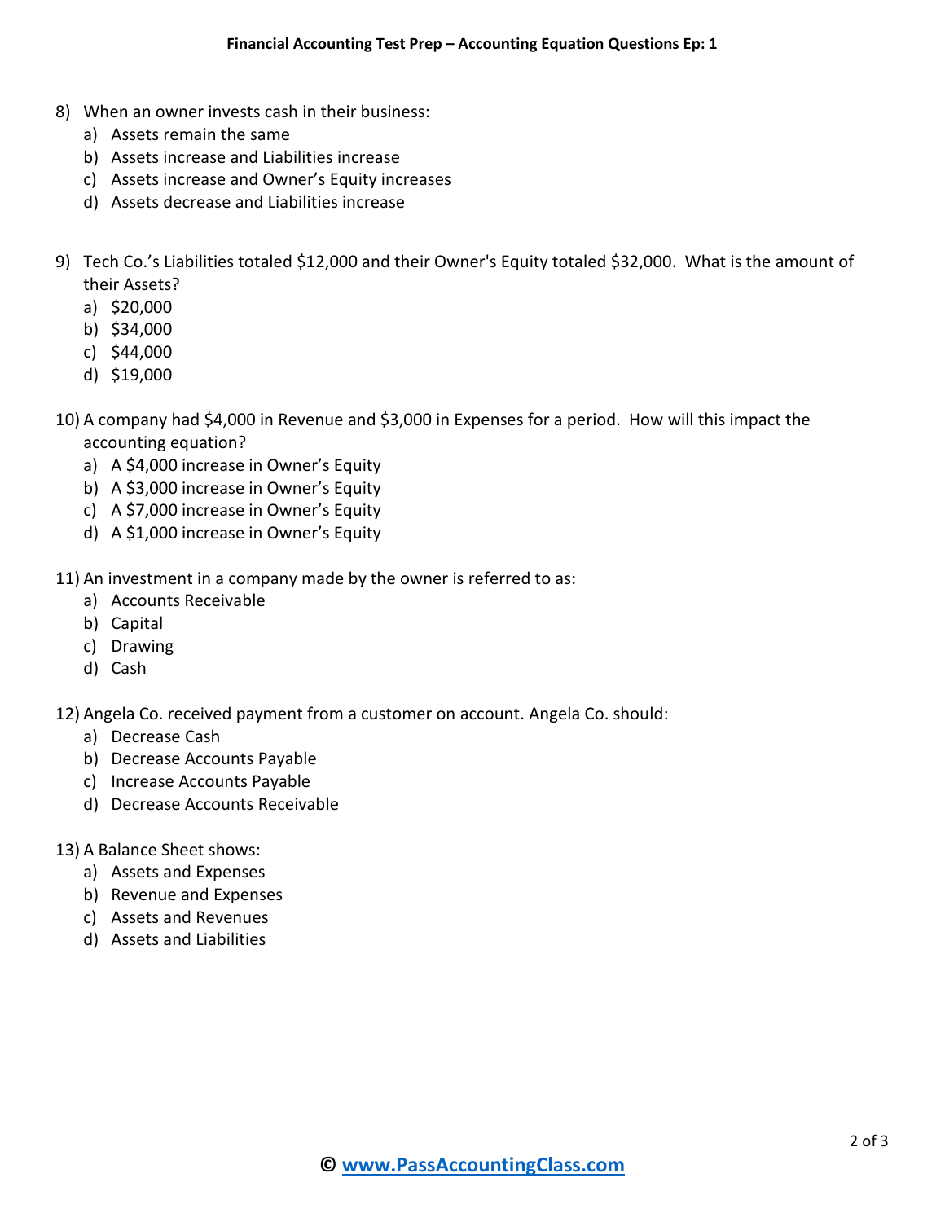8) When an owner invests cash in their business:
   a) Assets remain the same
   b) Assets increase and Liabilities increase
   c) Assets increase and Owner's Equity increases
   d) Assets decrease and Liabilities increase

9) Tech Co.'s Liabilities totaled $12,000 and their Owner's Equity totaled $32,000. What is the amount of their Assets?
   a) $20,000
   b) $34,000
   c) $44,000
   d) $19,000

10) A company had $4,000 in Revenue and $3,000 in Expenses for a period. How will this impact the accounting equation?
   a) A $4,000 increase in Owner's Equity
   b) A $3,000 increase in Owner's Equity
   c) A $7,000 increase in Owner's Equity
   d) A $1,000 increase in Owner's Equity

11) An investment in a company made by the owner is referred to as:
   a) Accounts Receivable
   b) Capital
   c) Drawing
   d) Cash

12) Angela Co. received payment from a customer on account. Angela Co. should:
   a) Decrease Cash
   b) Decrease Accounts Payable
   c) Increase Accounts Payable
   d) Decrease Accounts Receivable

13) A Balance Sheet shows:
   a) Assets and Expenses
   b) Revenue and Expenses
   c) Assets and Revenues
   d) Assets and Liabilities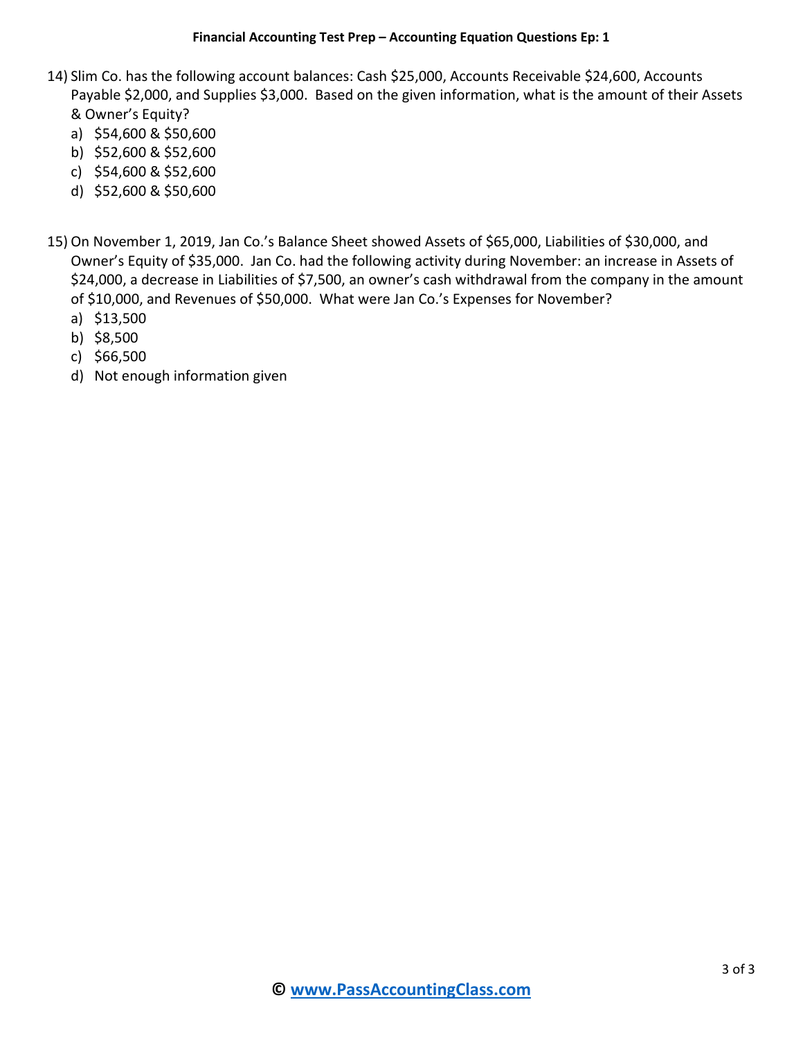14) Slim Co. has the following account balances: Cash $25,000, Accounts Receivable $24,600, Accounts Payable $2,000, and Supplies $3,000. Based on the given information, what is the amount of their Assets & Owner's Equity?

   a) $54,600 & $50,600
   b) $52,600 & $52,600
   c) $54,600 & $52,600
   d) $52,600 & $50,600

15) On November 1, 2019, Jan Co.'s Balance Sheet showed Assets of $65,000, Liabilities of $30,000, and Owner's Equity of $35,000. Jan Co. had the following activity during November: an increase in Assets of $24,000, a decrease in Liabilities of $7,500, an owner's cash withdrawal from the company in the amount of $10,000, and Revenues of $50,000. What were Jan Co.'s Expenses for November?

   a) $13,500
   b) $8,500
   c) $66,500
   d) Not enough information given

© www.PassAccountingClass.com